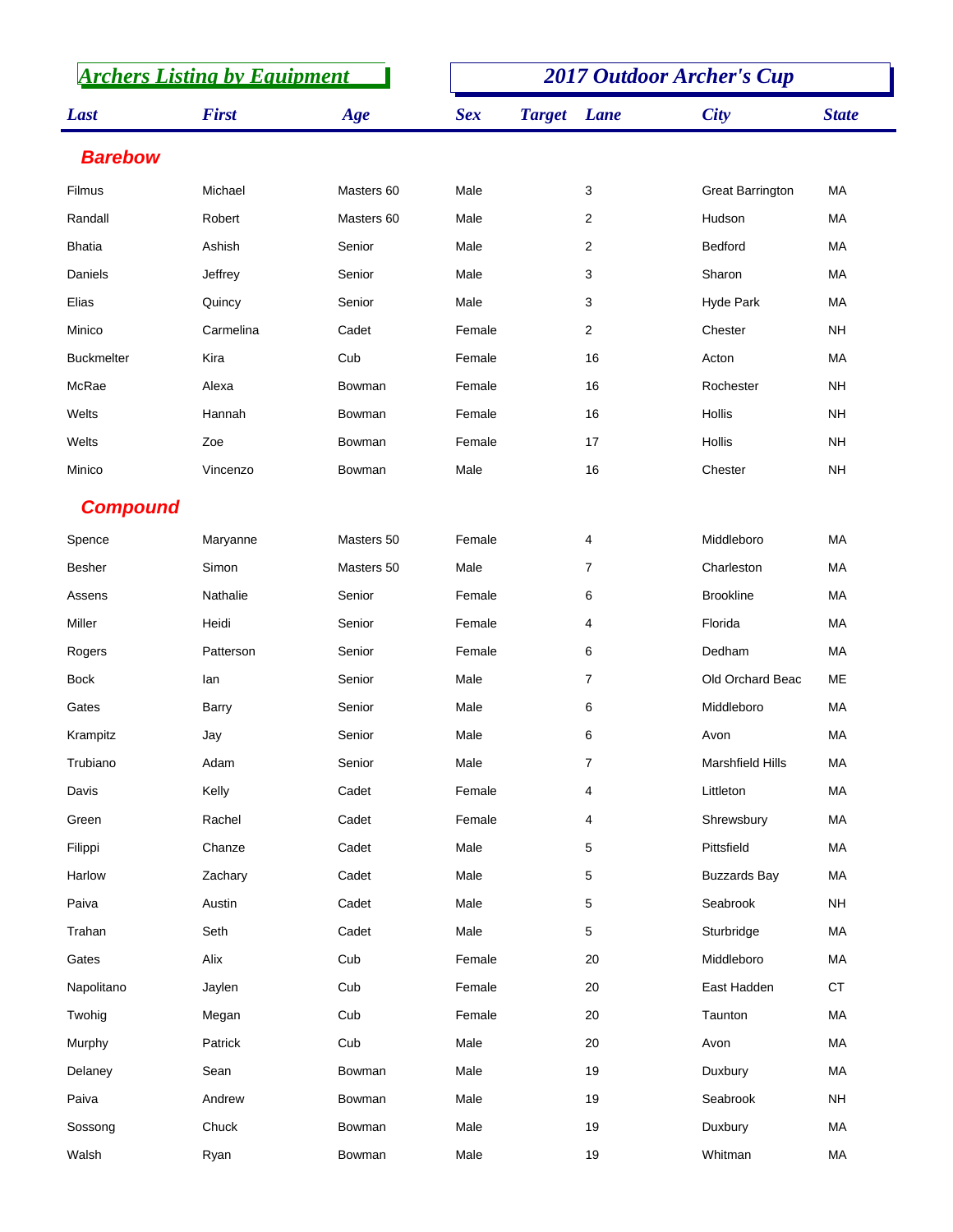## Archers Listing by Equipment

## 2017 Outdoor Archer's Cup

| Last | First | Age | Sex | Target | Lane | City | State |
|---|---|---|---|---|---|---|---|
| **Barebow** | | | | | | | |
| Filmus | Michael | Masters 60 | Male | | 3 | Great Barrington | MA |
| Randall | Robert | Masters 60 | Male | | 2 | Hudson | MA |
| Bhatia | Ashish | Senior | Male | | 2 | Bedford | MA |
| Daniels | Jeffrey | Senior | Male | | 3 | Sharon | MA |
| Elias | Quincy | Senior | Male | | 3 | Hyde Park | MA |
| Minico | Carmelina | Cadet | Female | | 2 | Chester | NH |
| Buckmelter | Kira | Cub | Female | | 16 | Acton | MA |
| McRae | Alexa | Bowman | Female | | 16 | Rochester | NH |
| Welts | Hannah | Bowman | Female | | 16 | Hollis | NH |
| Welts | Zoe | Bowman | Female | | 17 | Hollis | NH |
| Minico | Vincenzo | Bowman | Male | | 16 | Chester | NH |
| **Compound** | | | | | | | |
| Spence | Maryanne | Masters 50 | Female | | 4 | Middleboro | MA |
| Besher | Simon | Masters 50 | Male | | 7 | Charleston | MA |
| Assens | Nathalie | Senior | Female | | 6 | Brookline | MA |
| Miller | Heidi | Senior | Female | | 4 | Florida | MA |
| Rogers | Patterson | Senior | Female | | 6 | Dedham | MA |
| Bock | Ian | Senior | Male | | 7 | Old Orchard Beac | ME |
| Gates | Barry | Senior | Male | | 6 | Middleboro | MA |
| Krampitz | Jay | Senior | Male | | 6 | Avon | MA |
| Trubiano | Adam | Senior | Male | | 7 | Marshfield Hills | MA |
| Davis | Kelly | Cadet | Female | | 4 | Littleton | MA |
| Green | Rachel | Cadet | Female | | 4 | Shrewsbury | MA |
| Filippi | Chanze | Cadet | Male | | 5 | Pittsfield | MA |
| Harlow | Zachary | Cadet | Male | | 5 | Buzzards Bay | MA |
| Paiva | Austin | Cadet | Male | | 5 | Seabrook | NH |
| Trahan | Seth | Cadet | Male | | 5 | Sturbridge | MA |
| Gates | Alix | Cub | Female | | 20 | Middleboro | MA |
| Napolitano | Jaylen | Cub | Female | | 20 | East Hadden | CT |
| Twohig | Megan | Cub | Female | | 20 | Taunton | MA |
| Murphy | Patrick | Cub | Male | | 20 | Avon | MA |
| Delaney | Sean | Bowman | Male | | 19 | Duxbury | MA |
| Paiva | Andrew | Bowman | Male | | 19 | Seabrook | NH |
| Sossong | Chuck | Bowman | Male | | 19 | Duxbury | MA |
| Walsh | Ryan | Bowman | Male | | 19 | Whitman | MA |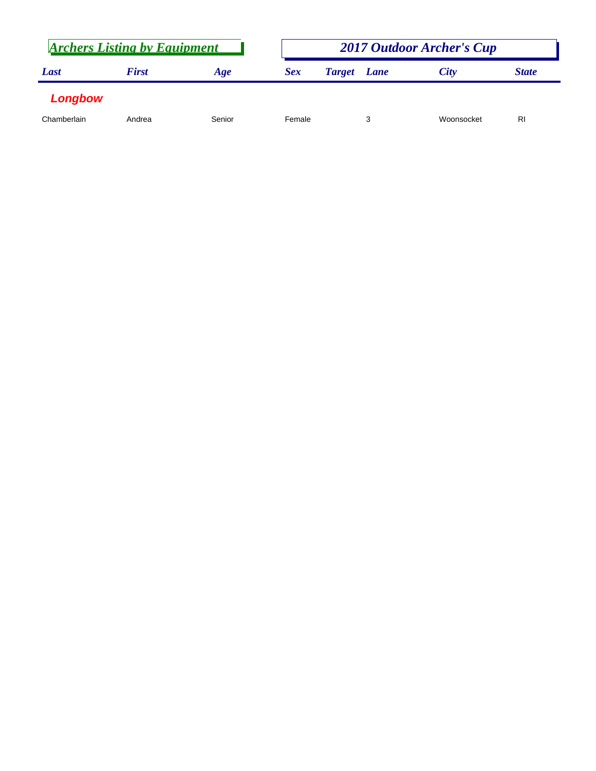## Archers Listing by Equipment

## 2017 Outdoor Archer's Cup

| Last | First | Age | Sex | Target | Lane | City | State |
|---|---|---|---|---|---|---|---|
| **Longbow** | | | | | | | |
| Chamberlain | Andrea | Senior | Female | | 3 | Woonsocket | RI |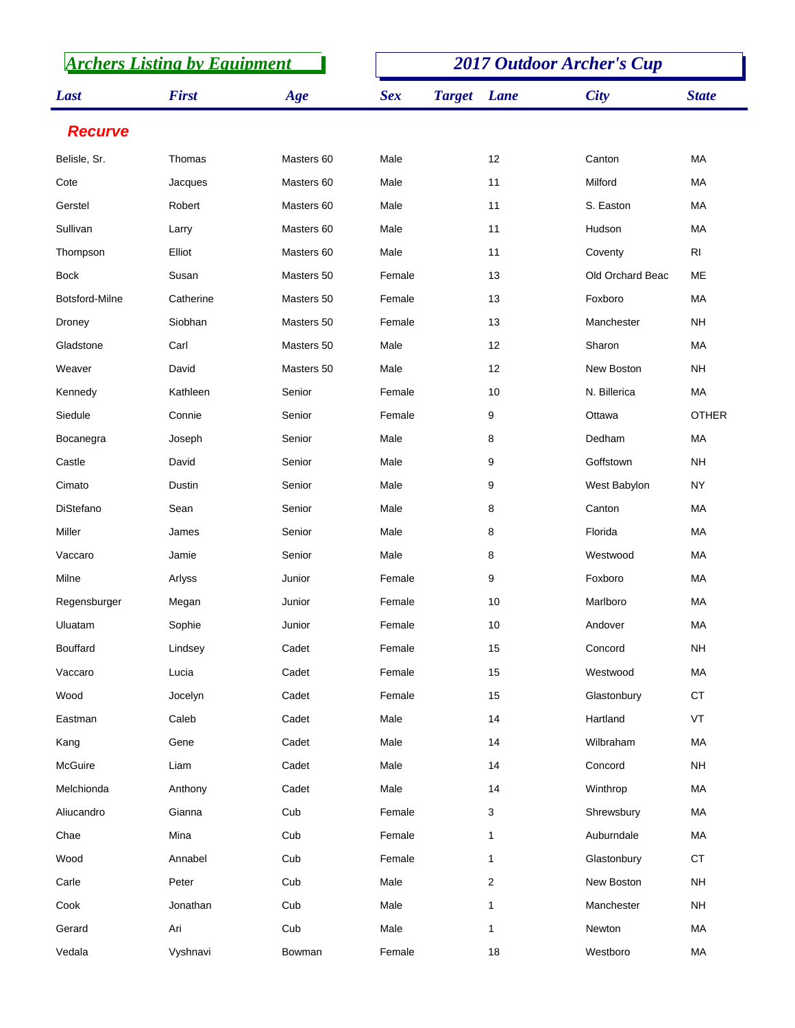## Archers Listing by Equipment

## 2017 Outdoor Archer's Cup

| Last | First | Age | Sex | Target | Lane | City | State |
|---|---|---|---|---|---|---|---|
| **Recurve** | | | | | | | |
| Belisle, Sr. | Thomas | Masters 60 | Male | | 12 | Canton | MA |
| Cote | Jacques | Masters 60 | Male | | 11 | Milford | MA |
| Gerstel | Robert | Masters 60 | Male | | 11 | S. Easton | MA |
| Sullivan | Larry | Masters 60 | Male | | 11 | Hudson | MA |
| Thompson | Elliot | Masters 60 | Male | | 11 | Coventy | RI |
| Bock | Susan | Masters 50 | Female | | 13 | Old Orchard Beac | ME |
| Botsford-Milne | Catherine | Masters 50 | Female | | 13 | Foxboro | MA |
| Droney | Siobhan | Masters 50 | Female | | 13 | Manchester | NH |
| Gladstone | Carl | Masters 50 | Male | | 12 | Sharon | MA |
| Weaver | David | Masters 50 | Male | | 12 | New Boston | NH |
| Kennedy | Kathleen | Senior | Female | | 10 | N. Billerica | MA |
| Siedule | Connie | Senior | Female | | 9 | Ottawa | OTHER |
| Bocanegra | Joseph | Senior | Male | | 8 | Dedham | MA |
| Castle | David | Senior | Male | | 9 | Goffstown | NH |
| Cimato | Dustin | Senior | Male | | 9 | West Babylon | NY |
| DiStefano | Sean | Senior | Male | | 8 | Canton | MA |
| Miller | James | Senior | Male | | 8 | Florida | MA |
| Vaccaro | Jamie | Senior | Male | | 8 | Westwood | MA |
| Milne | Arlyss | Junior | Female | | 9 | Foxboro | MA |
| Regensburger | Megan | Junior | Female | | 10 | Marlboro | MA |
| Uluatam | Sophie | Junior | Female | | 10 | Andover | MA |
| Bouffard | Lindsey | Cadet | Female | | 15 | Concord | NH |
| Vaccaro | Lucia | Cadet | Female | | 15 | Westwood | MA |
| Wood | Jocelyn | Cadet | Female | | 15 | Glastonbury | CT |
| Eastman | Caleb | Cadet | Male | | 14 | Hartland | VT |
| Kang | Gene | Cadet | Male | | 14 | Wilbraham | MA |
| McGuire | Liam | Cadet | Male | | 14 | Concord | NH |
| Melchionda | Anthony | Cadet | Male | | 14 | Winthrop | MA |
| Aliucandro | Gianna | Cub | Female | | 3 | Shrewsbury | MA |
| Chae | Mina | Cub | Female | | 1 | Auburndale | MA |
| Wood | Annabel | Cub | Female | | 1 | Glastonbury | CT |
| Carle | Peter | Cub | Male | | 2 | New Boston | NH |
| Cook | Jonathan | Cub | Male | | 1 | Manchester | NH |
| Gerard | Ari | Cub | Male | | 1 | Newton | MA |
| Vedala | Vyshnavi | Bowman | Female | | 18 | Westboro | MA |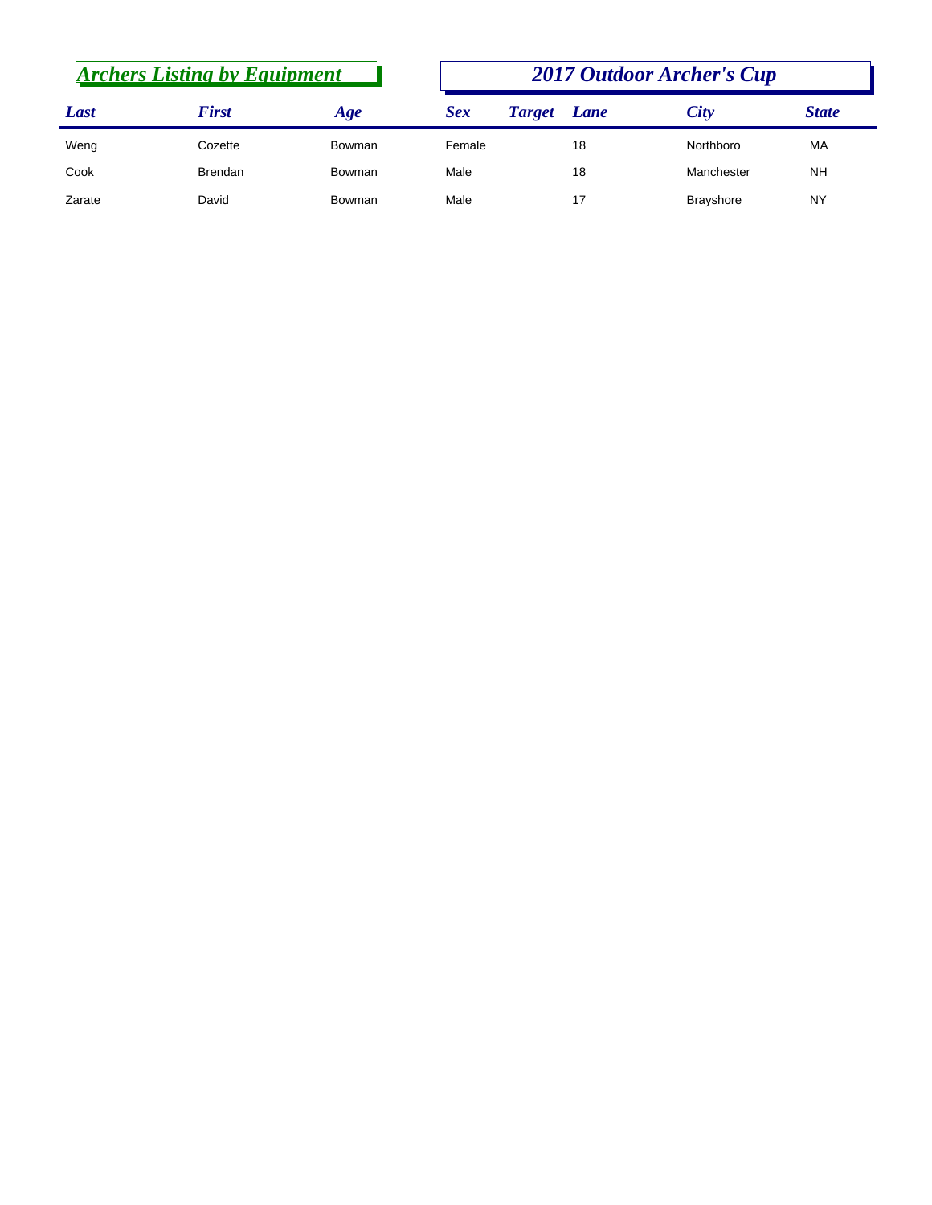## Archers Listing by Equipment

## 2017 Outdoor Archer's Cup

| Last | First | Age | Sex | Target | Lane | City | State |
|---|---|---|---|---|---|---|---|
| Weng | Cozette | Bowman | Female | | 18 | Northboro | MA |
| Cook | Brendan | Bowman | Male | | 18 | Manchester | NH |
| Zarate | David | Bowman | Male | | 17 | Brayshore | NY |